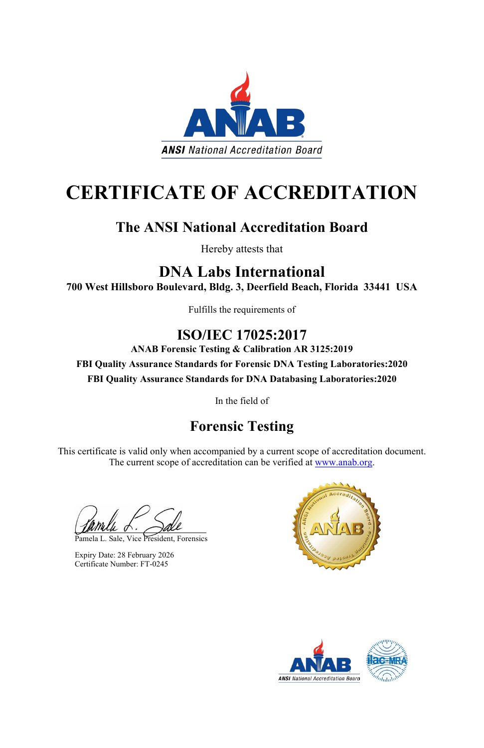ANAB

ANSI National Accreditation Board

# CERTIFICATE OF ACCREDITATION

## The ANSI National Accreditation Board

Hereby attests that

## DNA Labs International

**700 West Hillsboro Boulevard, Bldg. 3, Deerfield Beach, Florida 33441 USA**

Fulfills the requirements of

## ISO/IEC 17025:2017

**ANAB Forensic Testing & Calibration AR 3125:2019**

**FBI Quality Assurance Standards for Forensic DNA Testing Laboratories:2020**

**FBI Quality Assurance Standards for DNA Databasing Laboratories:2020**

In the field of

## Forensic Testing

This certificate is valid only when accompanied by a current scope of accreditation document. The current scope of accreditation can be verified at www.anab.org.

Pamela L. Sale, Vice President, Forensics

Expiry Date: 28 February 2026
Certificate Number: FT-0245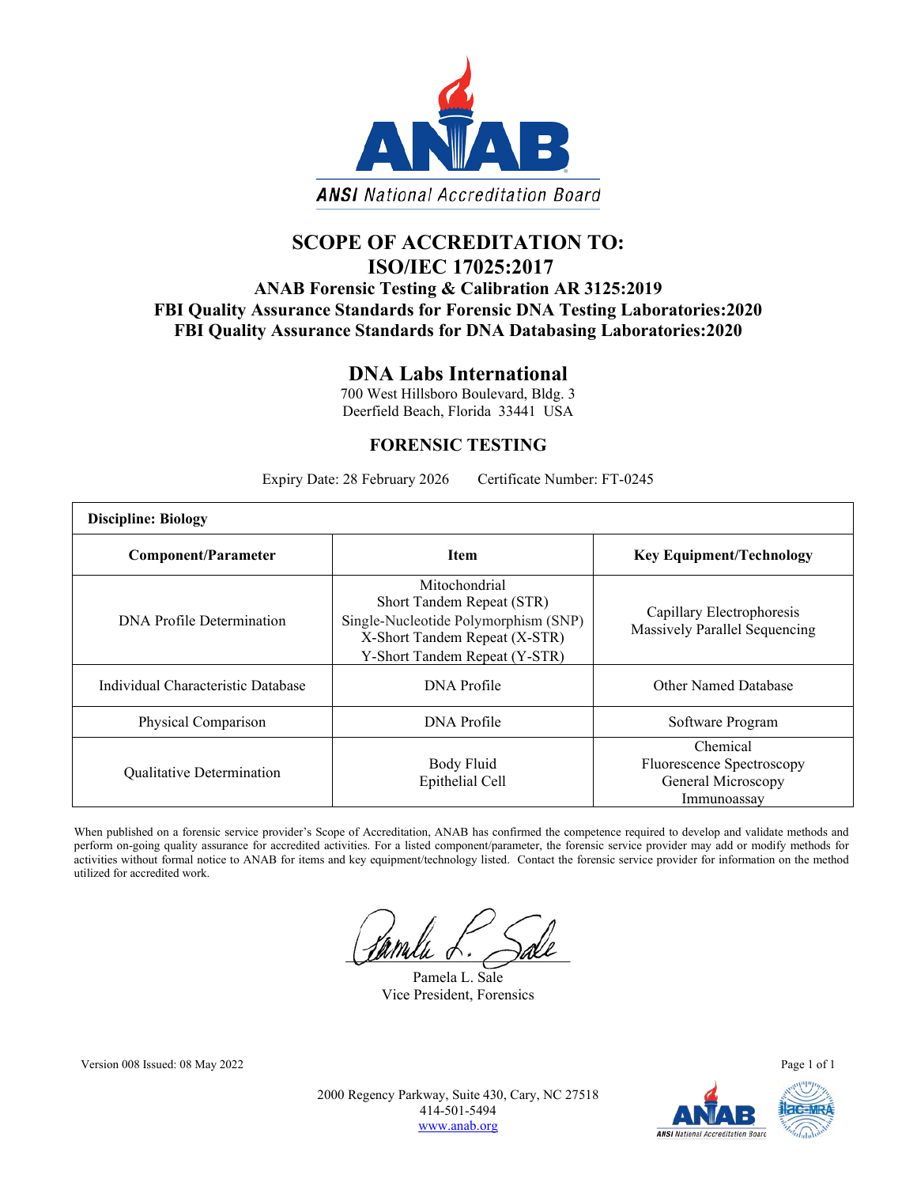# SCOPE OF ACCREDITATION TO:
# ISO/IEC 17025:2017

### ANAB Forensic Testing & Calibration AR 3125:2019
### FBI Quality Assurance Standards for Forensic DNA Testing Laboratories:2020
### FBI Quality Assurance Standards for DNA Databasing Laboratories:2020

## DNA Labs International

700 West Hillsboro Boulevard, Bldg. 3
Deerfield Beach, Florida 33441 USA

### FORENSIC TESTING

Expiry Date: 28 February 2026 Certificate Number: FT-0245

| Discipline: Biology | | |
|---|---|---|
| **Component/Parameter** | **Item** | **Key Equipment/Technology** |
| DNA Profile Determination | Mitochondrial<br>Short Tandem Repeat (STR)<br>Single-Nucleotide Polymorphism (SNP)<br>X-Short Tandem Repeat (X-STR)<br>Y-Short Tandem Repeat (Y-STR) | Capillary Electrophoresis<br>Massively Parallel Sequencing |
| Individual Characteristic Database | DNA Profile | Other Named Database |
| Physical Comparison | DNA Profile | Software Program |
| Qualitative Determination | Body Fluid<br>Epithelial Cell | Chemical<br>Fluorescence Spectroscopy<br>General Microscopy<br>Immunoassay |

When published on a forensic service provider's Scope of Accreditation, ANAB has confirmed the competence required to develop and validate methods and perform on-going quality assurance for accredited activities. For a listed component/parameter, the forensic service provider may add or modify methods for activities without formal notice to ANAB for items and key equipment/technology listed. Contact the forensic service provider for information on the method utilized for accredited work.

Pamela L. Sale
Vice President, Forensics

Version 008 Issued: 08 May 2022

2000 Regency Parkway, Suite 430, Cary, NC 27518
414-501-5494
www.anab.org